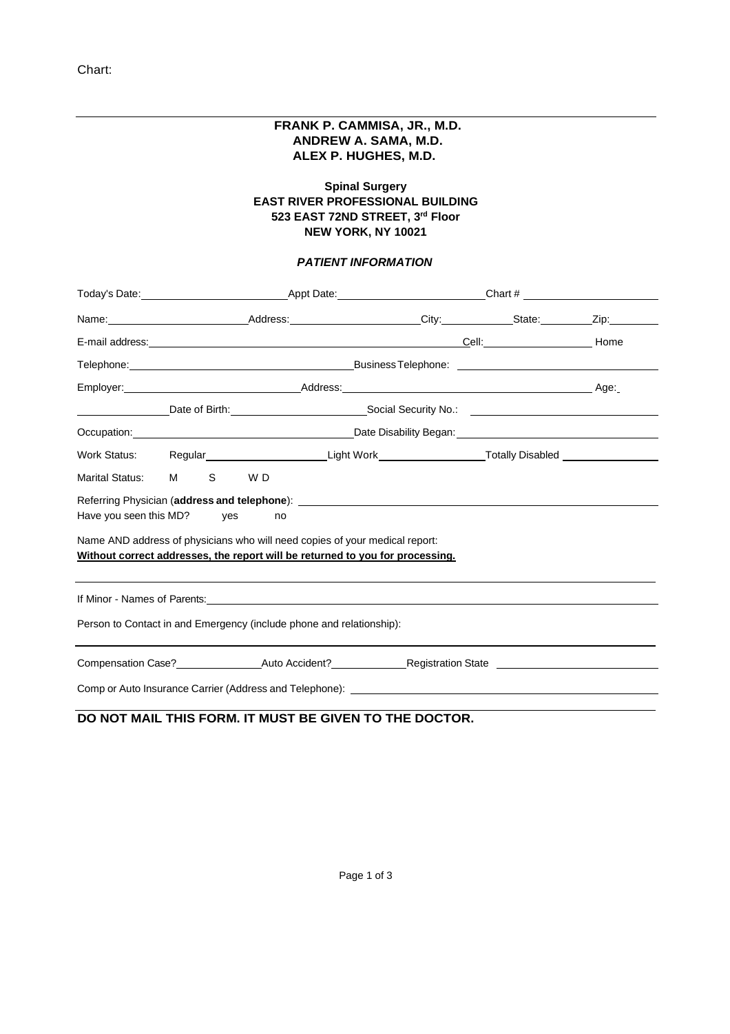Chart:

---

**FRANK P. CAMMISA, JR., M.D.**
**ANDREW A. SAMA, M.D.**
**ALEX P. HUGHES, M.D.**

**Spinal Surgery**
**EAST RIVER PROFESSIONAL BUILDING**
**523 EAST 72ND STREET, 3rd Floor**
**NEW YORK, NY 10021**

***PATIENT INFORMATION***

Today's Date:\_\_\_\_\_\_\_\_\_\_\_\_\_\_\_\_\_\_\_\_ Appt Date:\_\_\_\_\_\_\_\_\_\_\_\_\_\_\_\_\_\_\_\_ Chart # \_\_\_\_\_\_\_\_\_\_\_\_\_\_\_\_\_\_\_\_

Name:\_\_\_\_\_\_\_\_\_\_\_\_\_\_\_\_\_\_\_\_ Address:\_\_\_\_\_\_\_\_\_\_\_\_\_\_\_\_\_\_\_\_ City:\_\_\_\_\_\_\_\_\_\_ State:\_\_\_\_\_\_\_\_ Zip:\_\_\_\_\_\_\_\_

E-mail address:\_\_\_\_\_\_\_\_\_\_\_\_\_\_\_\_\_\_\_\_\_\_\_\_\_\_\_\_\_\_\_\_\_\_\_\_\_\_\_\_ Cell:\_\_\_\_\_\_\_\_\_\_\_\_\_\_\_\_ Home

Telephone:\_\_\_\_\_\_\_\_\_\_\_\_\_\_\_\_\_\_\_\_\_\_\_\_\_\_\_\_\_\_ Business Telephone: \_\_\_\_\_\_\_\_\_\_\_\_\_\_\_\_\_\_\_\_\_\_\_\_\_\_\_\_\_\_

Employer:\_\_\_\_\_\_\_\_\_\_\_\_\_\_\_\_\_\_\_\_\_\_\_\_ Address:\_\_\_\_\_\_\_\_\_\_\_\_\_\_\_\_\_\_\_\_\_\_\_\_\_\_\_\_\_\_\_\_\_\_\_\_ Age:\_

\_\_\_\_\_\_\_\_\_\_\_\_ Date of Birth:\_\_\_\_\_\_\_\_\_\_\_\_\_\_\_\_\_\_\_\_ Social Security No.: \_\_\_\_\_\_\_\_\_\_\_\_\_\_\_\_\_\_\_\_\_\_\_\_\_\_\_\_

Occupation:\_\_\_\_\_\_\_\_\_\_\_\_\_\_\_\_\_\_\_\_\_\_\_\_\_\_\_\_\_\_ Date Disability Began:\_\_\_\_\_\_\_\_\_\_\_\_\_\_\_\_\_\_\_\_\_\_\_\_\_\_\_\_

Work Status: Regular\_\_\_\_\_\_\_\_\_\_\_\_\_\_\_\_\_\_ Light Work\_\_\_\_\_\_\_\_\_\_\_\_\_\_\_\_ Totally Disabled \_\_\_\_\_\_\_\_\_\_\_\_\_\_

Marital Status: M S W D

Referring Physician (**address and telephone**): \_\_\_\_\_\_\_\_\_\_\_\_\_\_\_\_\_\_\_\_\_\_\_\_\_\_\_\_\_\_\_\_\_\_\_\_\_\_\_\_\_\_\_\_\_\_\_\_

Have you seen this MD? yes no

Name AND address of physicians who will need copies of your medical report:
**Without correct addresses, the report will be returned to you for processing.**

---

If Minor - Names of Parents:\_\_\_\_\_\_\_\_\_\_\_\_\_\_\_\_\_\_\_\_\_\_\_\_\_\_\_\_\_\_\_\_\_\_\_\_\_\_\_\_\_\_\_\_\_\_\_\_\_\_\_\_\_\_\_\_\_\_\_\_\_\_\_\_

Person to Contact in and Emergency (include phone and relationship):

---

Compensation Case?\_\_\_\_\_\_\_\_\_\_\_\_ Auto Accident?\_\_\_\_\_\_\_\_\_\_ Registration State \_\_\_\_\_\_\_\_\_\_\_\_\_\_\_\_\_\_\_\_\_\_\_\_

Comp or Auto Insurance Carrier (Address and Telephone): \_\_\_\_\_\_\_\_\_\_\_\_\_\_\_\_\_\_\_\_\_\_\_\_\_\_\_\_\_\_\_\_\_\_\_\_\_\_\_\_\_\_

---

**DO NOT MAIL THIS FORM. IT MUST BE GIVEN TO THE DOCTOR.**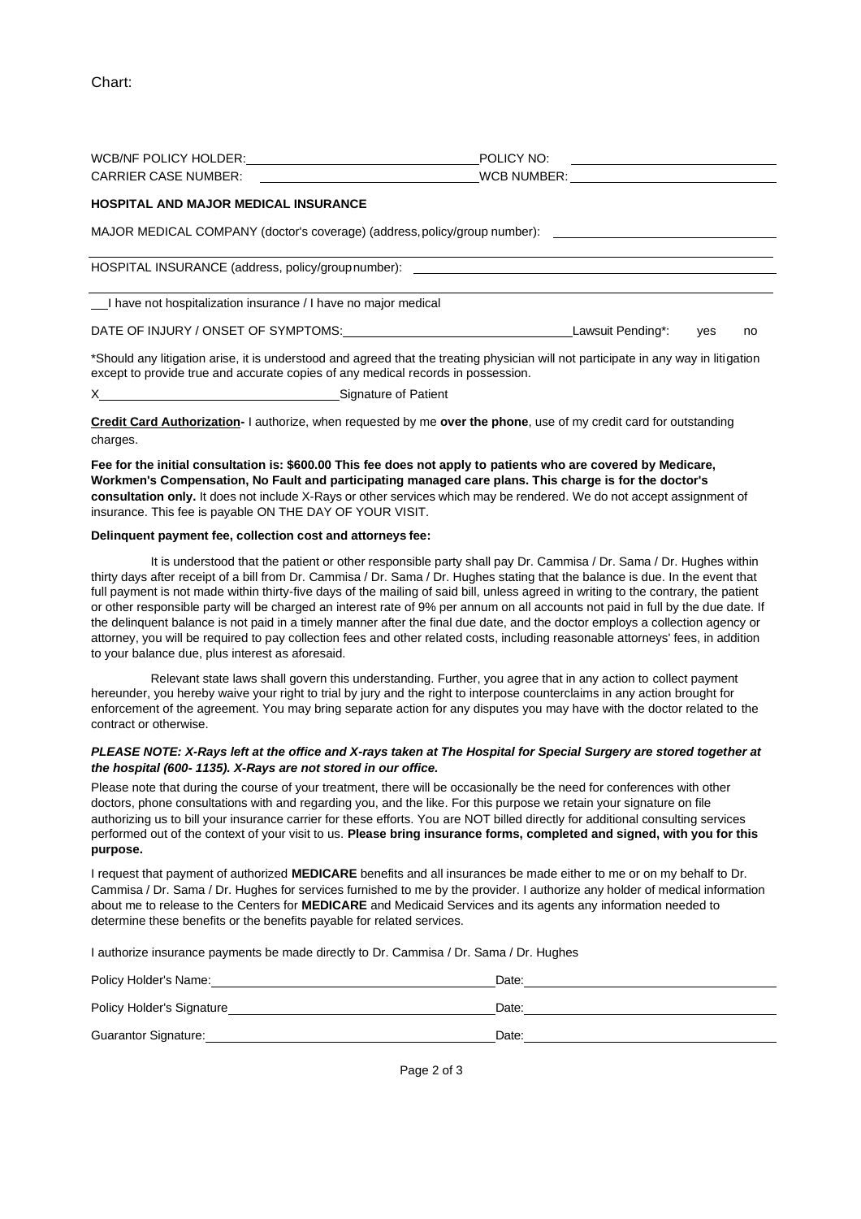Chart:

WCB/NF POLICY HOLDER: ________________ POLICY NO: ________________
CARRIER CASE NUMBER: ________________ WCB NUMBER: ________________

**HOSPITAL AND MAJOR MEDICAL INSURANCE**

MAJOR MEDICAL COMPANY (doctor's coverage) (address, policy/group number): ________________

HOSPITAL INSURANCE (address, policy/group number): ________________

__I have not hospitalization insurance / I have no major medical

DATE OF INJURY / ONSET OF SYMPTOMS: ________________ Lawsuit Pending*: yes no

*Should any litigation arise, it is understood and agreed that the treating physician will not participate in any way in litigation except to provide true and accurate copies of any medical records in possession.

X________________ Signature of Patient

**Credit Card Authorization-** I authorize, when requested by me **over the phone**, use of my credit card for outstanding charges.

**Fee for the initial consultation is: $600.00 This fee does not apply to patients who are covered by Medicare, Workmen's Compensation, No Fault and participating managed care plans. This charge is for the doctor's consultation only.** It does not include X-Rays or other services which may be rendered. We do not accept assignment of insurance. This fee is payable ON THE DAY OF YOUR VISIT.

**Delinquent payment fee, collection cost and attorneys fee:**

It is understood that the patient or other responsible party shall pay Dr. Cammisa / Dr. Sama / Dr. Hughes within thirty days after receipt of a bill from Dr. Cammisa / Dr. Sama / Dr. Hughes stating that the balance is due. In the event that full payment is not made within thirty-five days of the mailing of said bill, unless agreed in writing to the contrary, the patient or other responsible party will be charged an interest rate of 9% per annum on all accounts not paid in full by the due date. If the delinquent balance is not paid in a timely manner after the final due date, and the doctor employs a collection agency or attorney, you will be required to pay collection fees and other related costs, including reasonable attorneys' fees, in addition to your balance due, plus interest as aforesaid.

Relevant state laws shall govern this understanding. Further, you agree that in any action to collect payment hereunder, you hereby waive your right to trial by jury and the right to interpose counterclaims in any action brought for enforcement of the agreement. You may bring separate action for any disputes you may have with the doctor related to the contract or otherwise.

***PLEASE NOTE: X-Rays left at the office and X-rays taken at The Hospital for Special Surgery are stored together at the hospital (600- 1135). X-Rays are not stored in our office.***

Please note that during the course of your treatment, there will be occasionally be the need for conferences with other doctors, phone consultations with and regarding you, and the like. For this purpose we retain your signature on file authorizing us to bill your insurance carrier for these efforts. You are NOT billed directly for additional consulting services performed out of the context of your visit to us. **Please bring insurance forms, completed and signed, with you for this purpose.**

I request that payment of authorized **MEDICARE** benefits and all insurances be made either to me or on my behalf to Dr. Cammisa / Dr. Sama / Dr. Hughes for services furnished to me by the provider. I authorize any holder of medical information about me to release to the Centers for **MEDICARE** and Medicaid Services and its agents any information needed to determine these benefits or the benefits payable for related services.

I authorize insurance payments be made directly to Dr. Cammisa / Dr. Sama / Dr. Hughes

Policy Holder's Name: ________________ Date: ________________

Policy Holder's Signature ________________ Date: ________________

Guarantor Signature: ________________ Date: ________________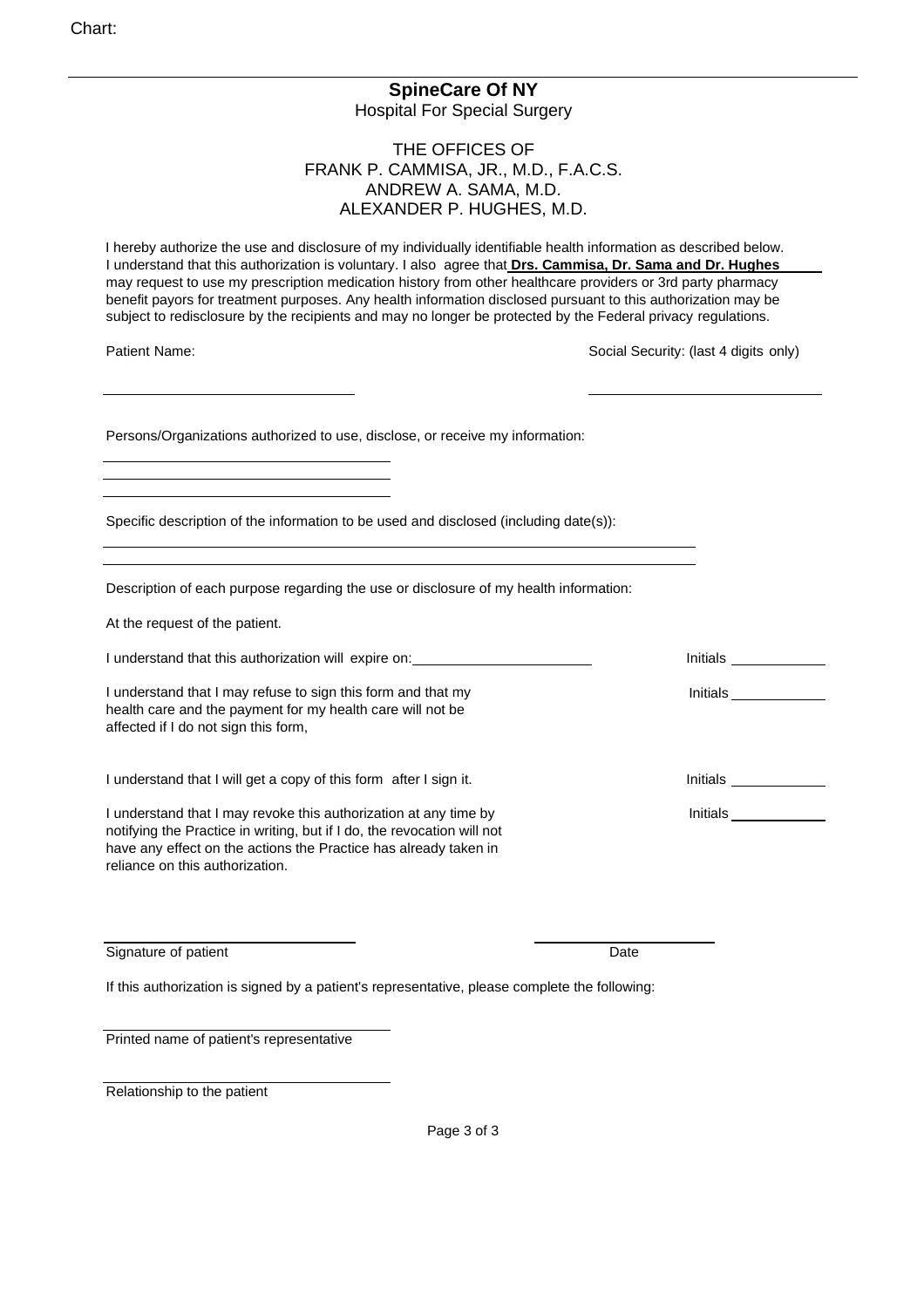Chart:

**SpineCare Of NY**
Hospital For Special Surgery

THE OFFICES OF
FRANK P. CAMMISA, JR., M.D., F.A.C.S.
ANDREW A. SAMA, M.D.
ALEXANDER P. HUGHES, M.D.

I hereby authorize the use and disclosure of my individually identifiable health information as described below. I understand that this authorization is voluntary. I also agree that **Drs. Cammisa, Dr. Sama and Dr. Hughes** may request to use my prescription medication history from other healthcare providers or 3rd party pharmacy benefit payors for treatment purposes. Any health information disclosed pursuant to this authorization may be subject to redisclosure by the recipients and may no longer be protected by the Federal privacy regulations.

Patient Name: ______________________________ Social Security: (last 4 digits only) ______________________________

Persons/Organizations authorized to use, disclose, or receive my information:

______________________________
______________________________
______________________________

Specific description of the information to be used and disclosed (including date(s)):

______________________________________________________________
______________________________________________________________

Description of each purpose regarding the use or disclosure of my health information:

At the request of the patient.

I understand that this authorization will expire on: ______________________ Initials ____________

I understand that I may refuse to sign this form and that my health care and the payment for my health care will not be affected if I do not sign this form, Initials ____________

I understand that I will get a copy of this form after I sign it. Initials ____________

I understand that I may revoke this authorization at any time by notifying the Practice in writing, but if I do, the revocation will not have any effect on the actions the Practice has already taken in reliance on this authorization. Initials ____________

______________________________ ______________________________
Signature of patient Date

If this authorization is signed by a patient's representative, please complete the following:

______________________________
Printed name of patient's representative

______________________________
Relationship to the patient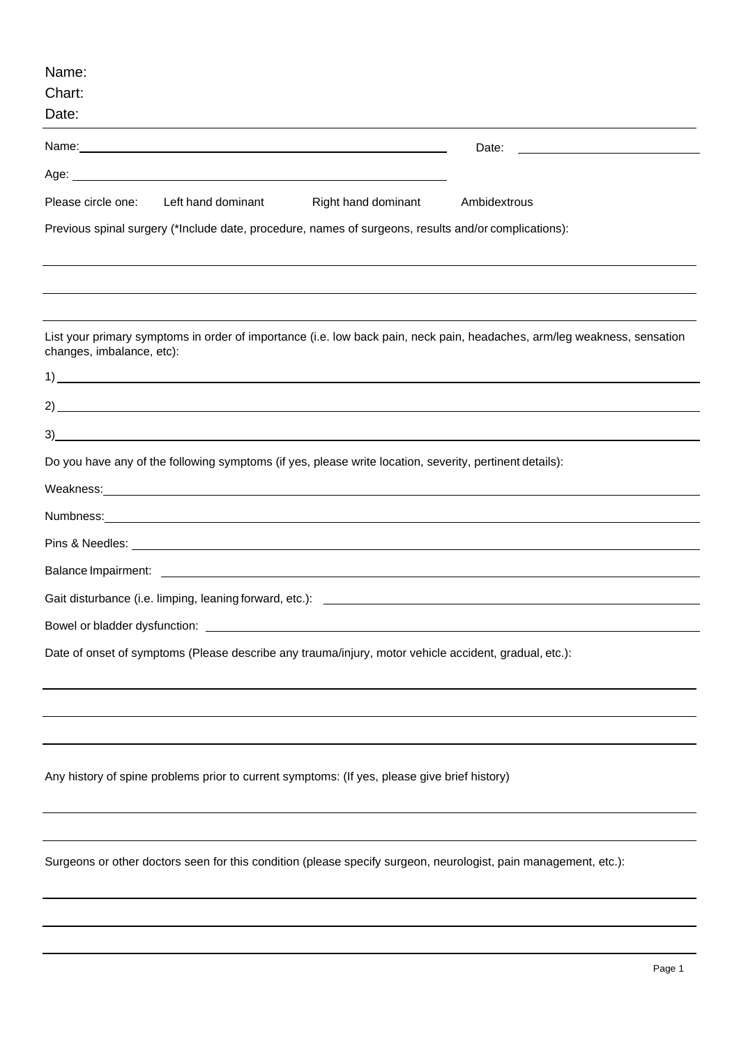Name:
Chart:
Date:

---

Name: ______________________________ Date: ______________

Age: ______________________________

Please circle one: Left hand dominant Right hand dominant Ambidextrous

Previous spinal surgery (*Include date, procedure, names of surgeons, results and/or complications):

______________________________

______________________________

______________________________

List your primary symptoms in order of importance (i.e. low back pain, neck pain, headaches, arm/leg weakness, sensation changes, imbalance, etc):

1) ______________________________

2) ______________________________

3) ______________________________

Do you have any of the following symptoms (if yes, please write location, severity, pertinent details):

Weakness: ______________________________

Numbness: ______________________________

Pins & Needles: ______________________________

Balance Impairment: ______________________________

Gait disturbance (i.e. limping, leaning forward, etc.): ______________________________

Bowel or bladder dysfunction: ______________________________

Date of onset of symptoms (Please describe any trauma/injury, motor vehicle accident, gradual, etc.):

______________________________

______________________________

______________________________

Any history of spine problems prior to current symptoms: (If yes, please give brief history)

______________________________

______________________________

Surgeons or other doctors seen for this condition (please specify surgeon, neurologist, pain management, etc.):

______________________________

______________________________

______________________________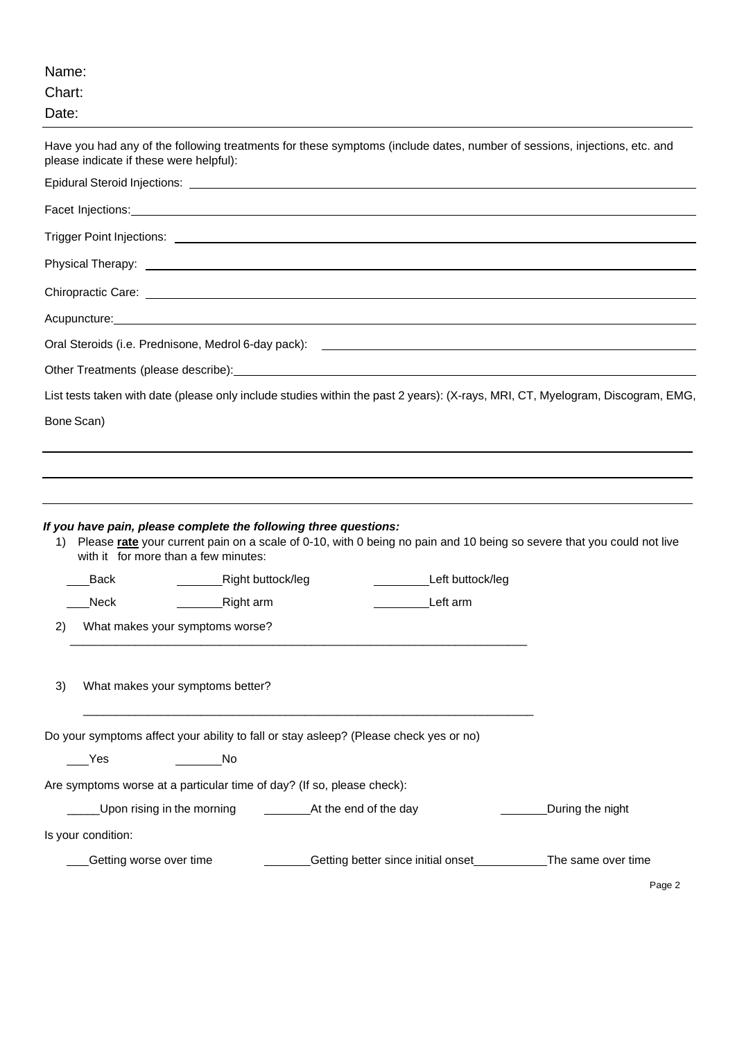Name:

Chart:

Date:

---

Have you had any of the following treatments for these symptoms (include dates, number of sessions, injections, etc. and please indicate if these were helpful):

Epidural Steroid Injections: ______________________________

Facet Injections: ______________________________

Trigger Point Injections: ______________________________

Physical Therapy: ______________________________

Chiropractic Care: ______________________________

Acupuncture: ______________________________

Oral Steroids (i.e. Prednisone, Medrol 6-day pack): ______________________________

Other Treatments (please describe): ______________________________

List tests taken with date (please only include studies within the past 2 years): (X-rays, MRI, CT, Myelogram, Discogram, EMG, Bone Scan)

______________________________

______________________________

______________________________

***If you have pain, please complete the following three questions:***

1) Please **rate** your current pain on a scale of 0-10, with 0 being no pain and 10 being so severe that you could not live with it for more than a few minutes:

___Back ______Right buttock/leg ______Left buttock/leg

___Neck ______Right arm ______Left arm

2) What makes your symptoms worse?

______________________________

3) What makes your symptoms better?

______________________________

Do your symptoms affect your ability to fall or stay asleep? (Please check yes or no)

___Yes ______No

Are symptoms worse at a particular time of day? (If so, please check):

_____Upon rising in the morning ______At the end of the day ______During the night

Is your condition:

___Getting worse over time ______Getting better since initial onset ______The same over time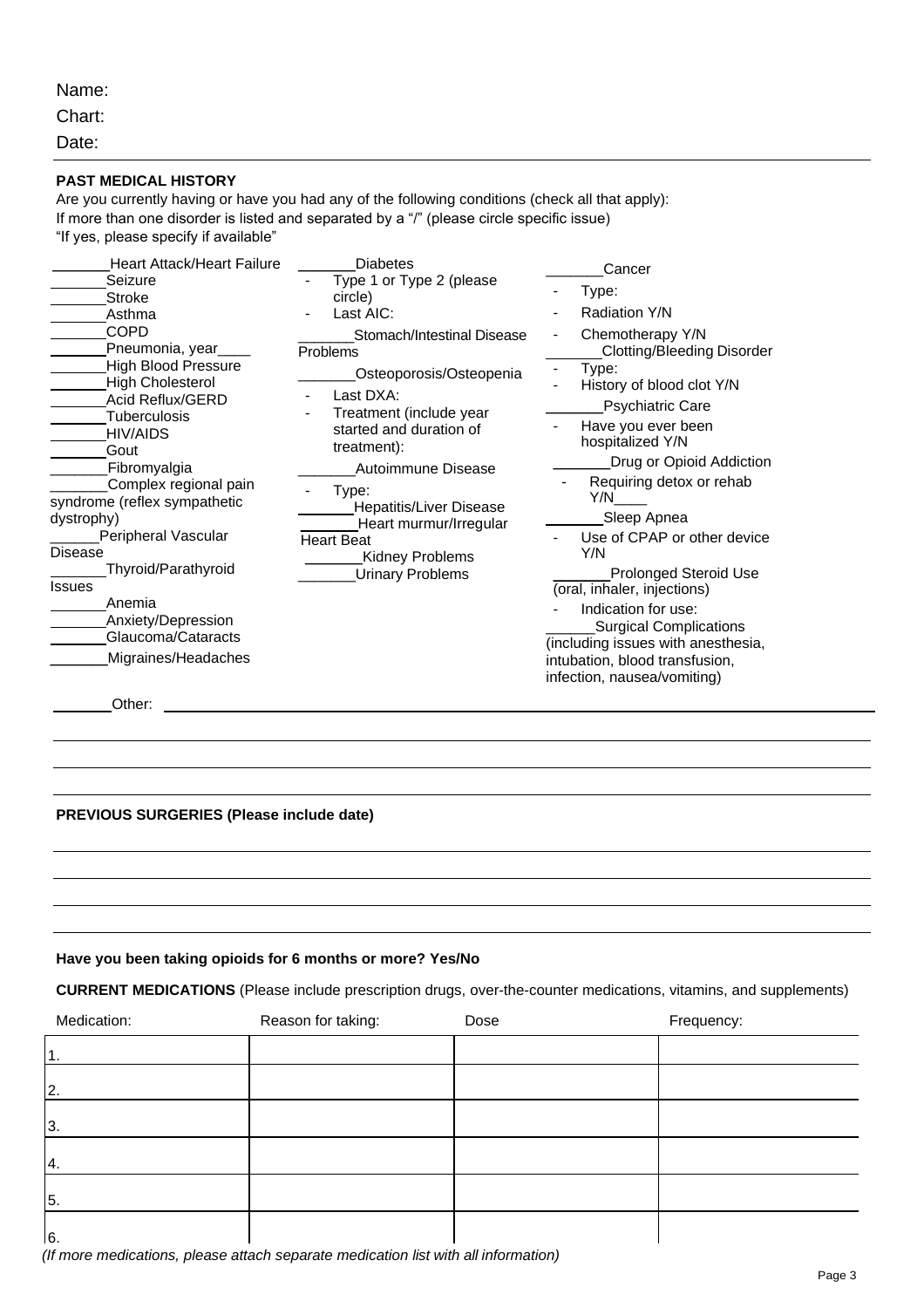Name:

Chart:

Date:

---

**PAST MEDICAL HISTORY**

Are you currently having or have you had any of the following conditions (check all that apply):
If more than one disorder is listed and separated by a "/" (please circle specific issue)
"If yes, please specify if available"

_______Heart Attack/Heart Failure
_______Seizure
_______Stroke
_______Asthma
_______COPD
_______Pneumonia, year____
_______High Blood Pressure
_______High Cholesterol
_______Acid Reflux/GERD
_______Tuberculosis
_______HIV/AIDS
_______Gout
_______Fibromyalgia
_______Complex regional pain syndrome (reflex sympathetic dystrophy)
______Peripheral Vascular Disease
_______Thyroid/Parathyroid Issues
_______Anemia
_______Anxiety/Depression
_______Glaucoma/Cataracts
_______Migraines/Headaches

_______Diabetes
- Type 1 or Type 2 (please circle)
- Last AIC:

_______Stomach/Intestinal Disease Problems

_______Osteoporosis/Osteopenia
- Last DXA:
- Treatment (include year started and duration of treatment):

_______Autoimmune Disease
- Type:

_______Hepatitis/Liver Disease
_______Heart murmur/Irregular Heart Beat
_______Kidney Problems
_______Urinary Problems

_______Cancer
- Type:
- Radiation Y/N
- Chemotherapy Y/N

_______Clotting/Bleeding Disorder
- Type:
- History of blood clot Y/N

_______Psychiatric Care
- Have you ever been hospitalized Y/N

_______Drug or Opioid Addiction
- Requiring detox or rehab Y/N____

_______Sleep Apnea
- Use of CPAP or other device Y/N

_______Prolonged Steroid Use (oral, inhaler, injections)
- Indication for use:

______Surgical Complications (including issues with anesthesia, intubation, blood transfusion, infection, nausea/vomiting)

_______Other: ______________________________________________

______________________________________________

______________________________________________

______________________________________________

**PREVIOUS SURGERIES (Please include date)**

______________________________________________

______________________________________________

______________________________________________

______________________________________________

**Have you been taking opioids for 6 months or more? Yes/No**

**CURRENT MEDICATIONS** (Please include prescription drugs, over-the-counter medications, vitamins, and supplements)

| Medication: | Reason for taking: | Dose | Frequency: |
|---|---|---|---|
| 1. | | | |
| 2. | | | |
| 3. | | | |
| 4. | | | |
| 5. | | | |
| 6. | | | |

*(If more medications, please attach separate medication list with all information)*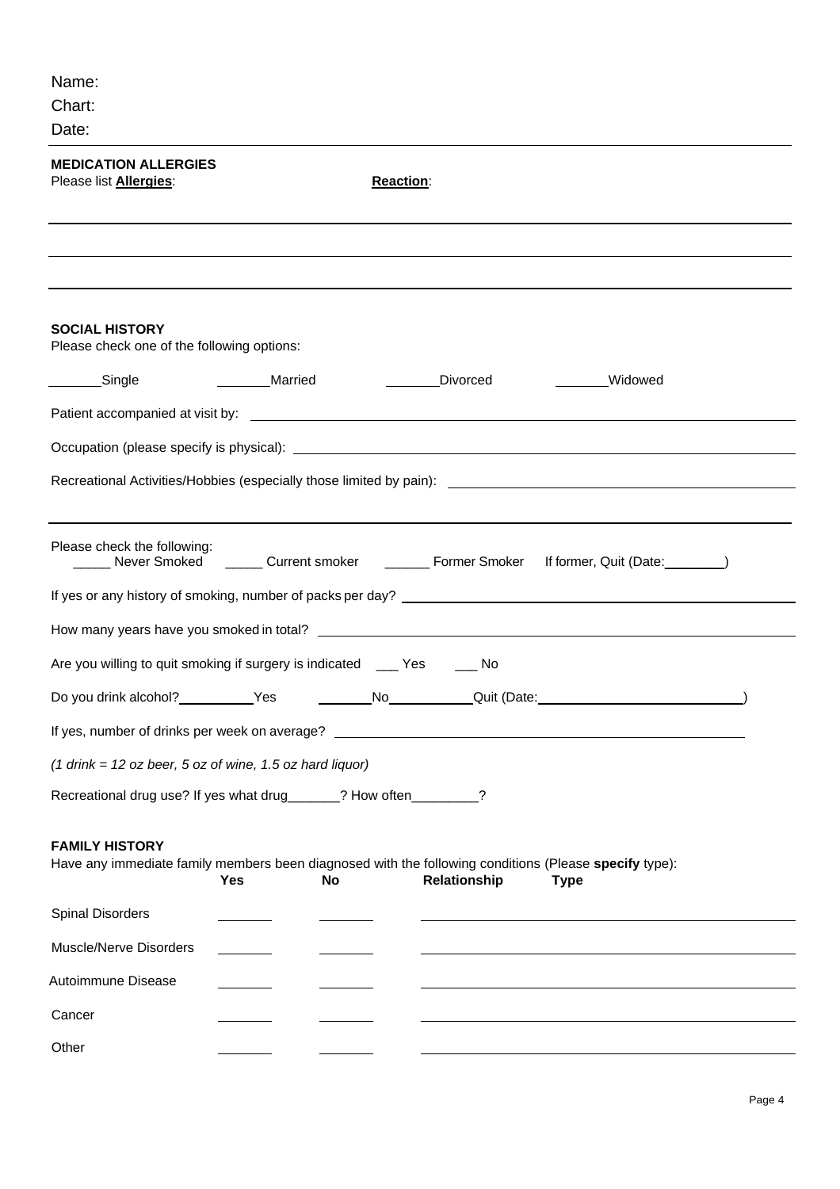Name:

Chart:

Date:

---

**MEDICATION ALLERGIES**

Please list **Allergies**: **Reaction**:

______________________________________________________________________

______________________________________________________________________

______________________________________________________________________

**SOCIAL HISTORY**

Please check one of the following options:

_______Single _______Married _______Divorced _______Widowed

Patient accompanied at visit by: ______________________________________________

Occupation (please specify is physical): ______________________________________________

Recreational Activities/Hobbies (especially those limited by pain): ______________________________________________

______________________________________________________________________

Please check the following:

_____ Never Smoked _____ Current smoker ______ Former Smoker If former, Quit (Date:________)

If yes or any history of smoking, number of packs per day? ______________________________________________

How many years have you smoked in total? ______________________________________________

Are you willing to quit smoking if surgery is indicated ___ Yes ___ No

Do you drink alcohol?__________Yes _______No__________Quit (Date:________________________)

If yes, number of drinks per week on average? ______________________________________________

*(1 drink = 12 oz beer, 5 oz of wine, 1.5 oz hard liquor)*

Recreational drug use? If yes what drug_______? How often_________?

**FAMILY HISTORY**

Have any immediate family members been diagnosed with the following conditions (Please **specify** type):

| | **Yes** | **No** | **Relationship** **Type** |
|---|---|---|---|
| Spinal Disorders | _______ | _______ | ______________________________ |
| Muscle/Nerve Disorders | _______ | _______ | ______________________________ |
| Autoimmune Disease | _______ | _______ | ______________________________ |
| Cancer | _______ | _______ | ______________________________ |
| Other | _______ | _______ | ______________________________ |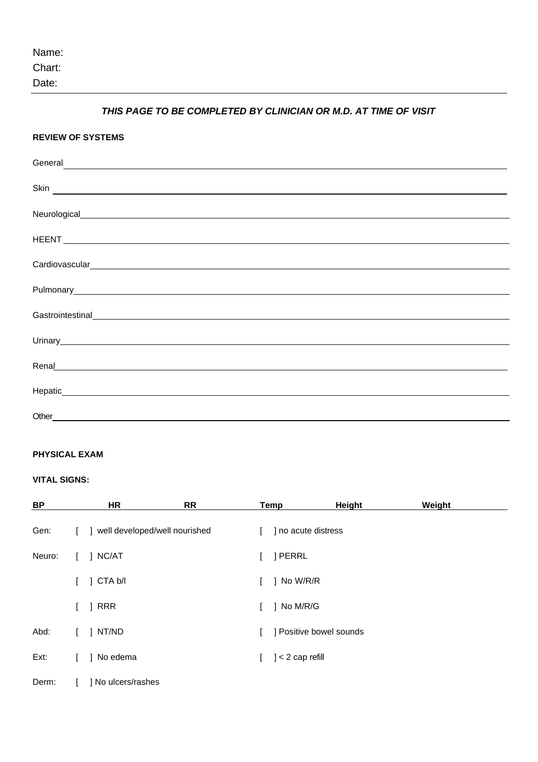Name:
Chart:
Date:

---

***THIS PAGE TO BE COMPLETED BY CLINICIAN OR M.D. AT TIME OF VISIT***

**REVIEW OF SYSTEMS**

General ______________________________________________

Skin ______________________________________________

Neurological ______________________________________________

HEENT ______________________________________________

Cardiovascular ______________________________________________

Pulmonary ______________________________________________

Gastrointestinal ______________________________________________

Urinary ______________________________________________

Renal ______________________________________________

Hepatic ______________________________________________

Other ______________________________________________

**PHYSICAL EXAM**

**VITAL SIGNS:**

| BP | HR | RR | Temp | Height | Weight |
|---|---|---|---|---|---|
| | | | | | |

| | | |
|---|---|---|
| Gen: | [ ] well developed/well nourished | [ ] no acute distress |
| Neuro: | [ ] NC/AT | [ ] PERRL |
| | [ ] CTA b/l | [ ] No W/R/R |
| | [ ] RRR | [ ] No M/R/G |
| Abd: | [ ] NT/ND | [ ] Positive bowel sounds |
| Ext: | [ ] No edema | [ ] < 2 cap refill |
| Derm: | [ ] No ulcers/rashes | |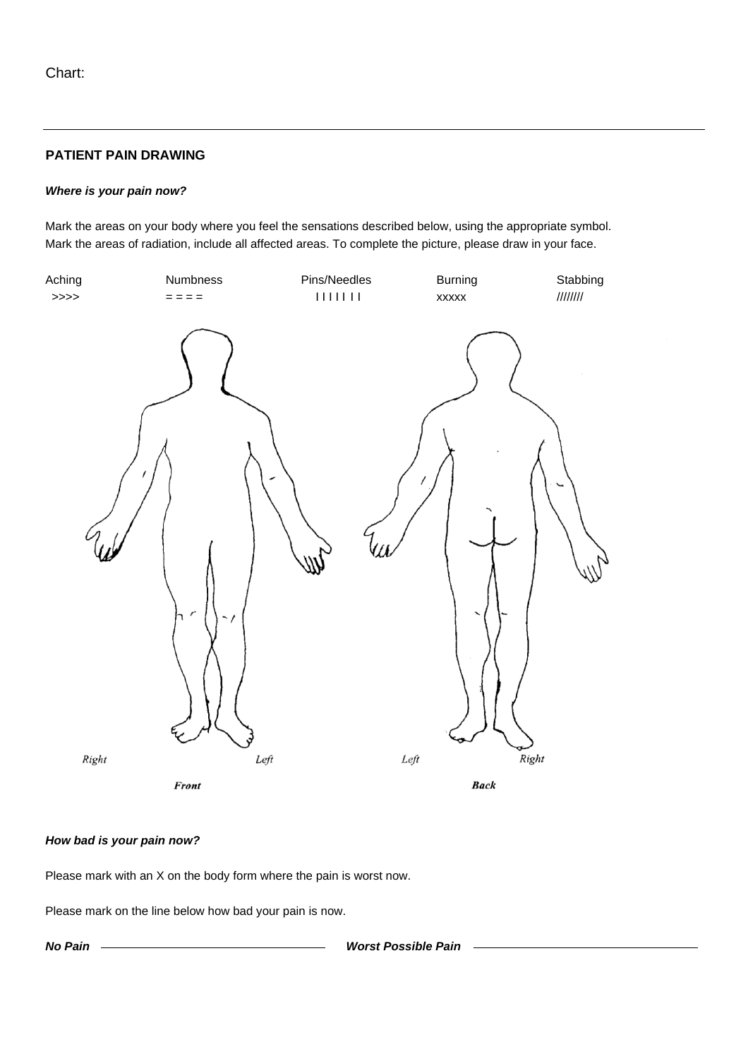Chart:

---

**PATIENT PAIN DRAWING**

***Where is your pain now?***

Mark the areas on your body where you feel the sensations described below, using the appropriate symbol. Mark the areas of radiation, include all affected areas. To complete the picture, please draw in your face.

| Aching | Numbness | Pins/Needles | Burning | Stabbing |
| --- | --- | --- | --- | --- |
| >>>> | = = = = | I I I I I I I | xxxxx | //////// |

Right Left Left Right

Front Back

***How bad is your pain now?***

Please mark with an X on the body form where the pain is worst now.

Please mark on the line below how bad your pain is now.

***No Pain*** ———————————— ***Worst Possible Pain*** ————————————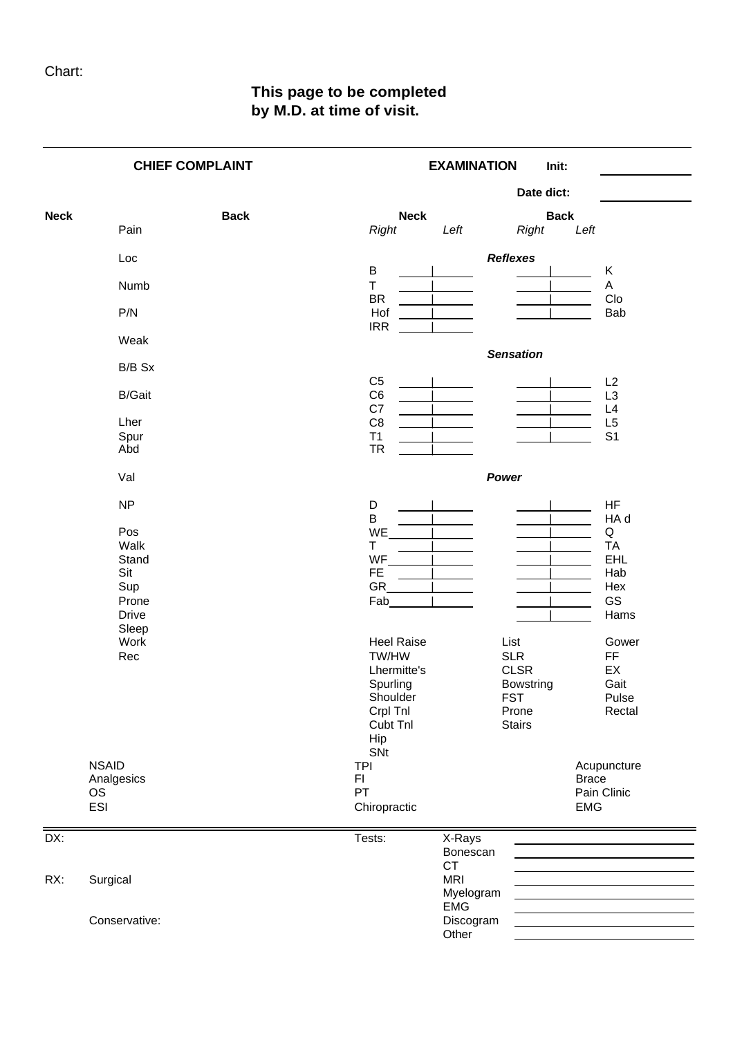Chart:

**This page to be completed by M.D. at time of visit.**

---

| **CHIEF COMPLAINT** | | **EXAMINATION** | Init: ________ |
|---|---|---|---|
| | | | Date dict: ________ |

**Neck** | **Back**

- Pain
- Loc
- Numb
- P/N
- Weak
- B/B Sx
- B/Gait
- Lher
- Spur
- Abd
- Val
- NP
- Pos
- Walk
- Stand
- Sit
- Sup
- Prone
- Drive
- Sleep
- Work
- Rec

### Examination

***Reflexes***

| Neck | Right | Left | Back | Right | Left |
|---|---|---|---|---|---|
| B | | | K | | |
| T | | | A | | |
| BR | | | Clo | | |
| Hof | | | Bab | | |
| IRR | | | | | |

***Sensation***

| Neck | Right | Left | Back | Right | Left |
|---|---|---|---|---|---|
| C5 | | | L2 | | |
| C6 | | | L3 | | |
| C7 | | | L4 | | |
| C8 | | | L5 | | |
| T1 | | | S1 | | |
| TR | | | | | |

***Power***

| Neck | Right | Left | Back | Right | Left |
|---|---|---|---|---|---|
| D | | | HF | | |
| B | | | HA d | | |
| WE | | | Q | | |
| T | | | TA | | |
| WF | | | EHL | | |
| FE | | | Hab | | |
| GR | | | Hex | | |
| Fab | | | GS | | |
| | | | Hams | | |

| | | |
|---|---|---|
| Heel Raise | List | Gower |
| TW/HW | SLR | FF |
| Lhermitte's | CLSR | EX |
| Spurling | Bowstring | Gait |
| Shoulder | FST | Pulse |
| Crpl Tnl | Prone | Rectal |
| Cubt Tnl | Stairs | |
| Hip | | |
| SNt | | |

| | | |
|---|---|---|
| NSAID | TPI | Acupuncture |
| Analgesics | FI | Brace |
| OS | PT | Pain Clinic |
| ESI | Chiropractic | EMG |

---

DX:

RX: Surgical

Conservative:

Tests:

- X-Rays ________
- Bonescan ________
- CT ________
- MRI ________
- Myelogram ________
- EMG ________
- Discogram ________
- Other ________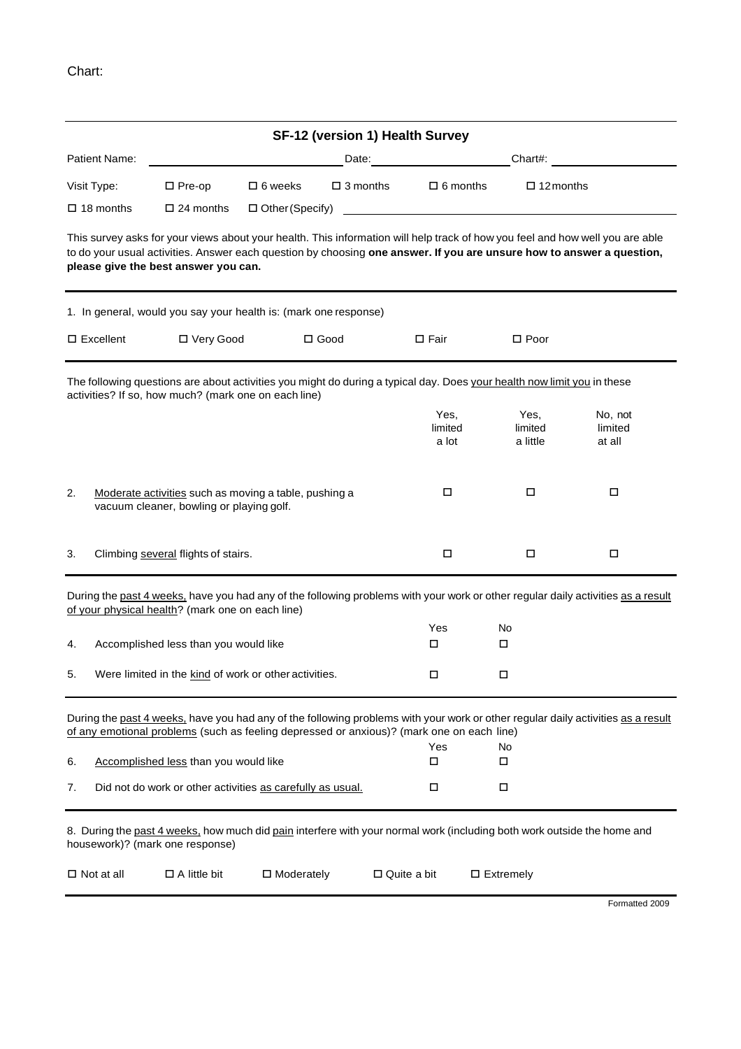Chart:

## SF-12 (version 1) Health Survey

Patient Name: ____________________ Date: ____________________ Chart#: ____________________

Visit Type: ☐ Pre-op ☐ 6 weeks ☐ 3 months ☐ 6 months ☐ 12 months

☐ 18 months ☐ 24 months ☐ Other (Specify) ____________________

This survey asks for your views about your health. This information will help track of how you feel and how well you are able to do your usual activities. Answer each question by choosing **one answer. If you are unsure how to answer a question, please give the best answer you can.**

---

1. In general, would you say your health is: (mark one response)

☐ Excellent ☐ Very Good ☐ Good ☐ Fair ☐ Poor

---

The following questions are about activities you might do during a typical day. Does your health now limit you in these activities? If so, how much? (mark one on each line)

| | | Yes, limited a lot | Yes, limited a little | No, not limited at all |
|---|---|---|---|---|
| 2. | Moderate activities such as moving a table, pushing a vacuum cleaner, bowling or playing golf. | ☐ | ☐ | ☐ |
| 3. | Climbing several flights of stairs. | ☐ | ☐ | ☐ |

---

During the past 4 weeks, have you had any of the following problems with your work or other regular daily activities as a result of your physical health? (mark one on each line)

| | | Yes | No |
|---|---|---|---|
| 4. | Accomplished less than you would like | ☐ | ☐ |
| 5. | Were limited in the kind of work or other activities. | ☐ | ☐ |

---

During the past 4 weeks, have you had any of the following problems with your work or other regular daily activities as a result of any emotional problems (such as feeling depressed or anxious)? (mark one on each line)

| | | Yes | No |
|---|---|---|---|
| 6. | Accomplished less than you would like | ☐ | ☐ |
| 7. | Did not do work or other activities as carefully as usual. | ☐ | ☐ |

---

8. During the past 4 weeks, how much did pain interfere with your normal work (including both work outside the home and housework)? (mark one response)

☐ Not at all ☐ A little bit ☐ Moderately ☐ Quite a bit ☐ Extremely

---

Formatted 2009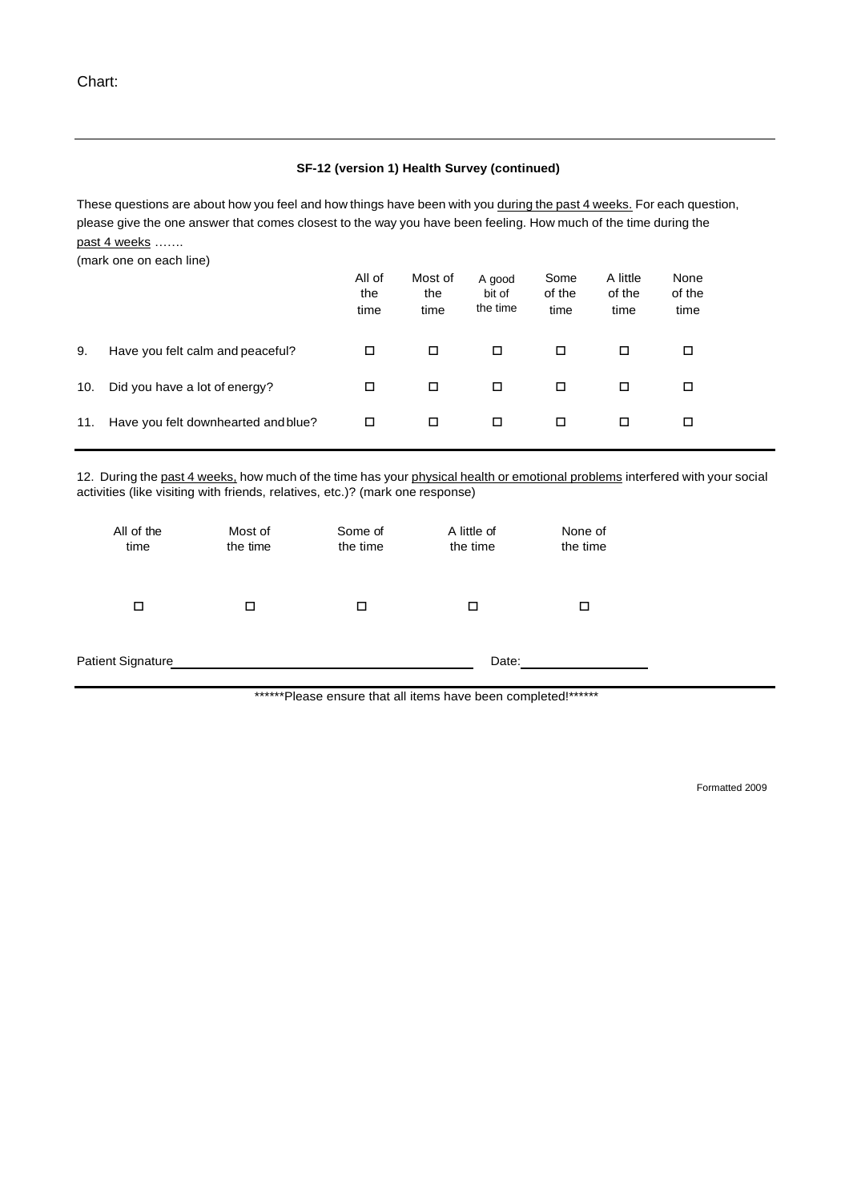Chart:

---

**SF-12 (version 1) Health Survey (continued)**

These questions are about how you feel and how things have been with you during the past 4 weeks. For each question, please give the one answer that comes closest to the way you have been feeling. How much of the time during the past 4 weeks …….

(mark one on each line)

| | | All of the time | Most of the time | A good bit of the time | Some of the time | A little of the time | None of the time |
|---|---|---|---|---|---|---|---|
| 9. | Have you felt calm and peaceful? | ☐ | ☐ | ☐ | ☐ | ☐ | ☐ |
| 10. | Did you have a lot of energy? | ☐ | ☐ | ☐ | ☐ | ☐ | ☐ |
| 11. | Have you felt downhearted and blue? | ☐ | ☐ | ☐ | ☐ | ☐ | ☐ |

12. During the past 4 weeks, how much of the time has your physical health or emotional problems interfered with your social activities (like visiting with friends, relatives, etc.)? (mark one response)

| All of the time | Most of the time | Some of the time | A little of the time | None of the time |
|---|---|---|---|---|
| ☐ | ☐ | ☐ | ☐ | ☐ |

Patient Signature\_\_\_\_\_\_\_\_\_\_\_\_\_\_\_\_\_\_\_\_\_\_\_\_\_\_\_\_\_\_\_\_\_\_\_\_ Date:\_\_\_\_\_\_\_\_\_\_\_\_\_\_\_\_

******Please ensure that all items have been completed!******

Formatted 2009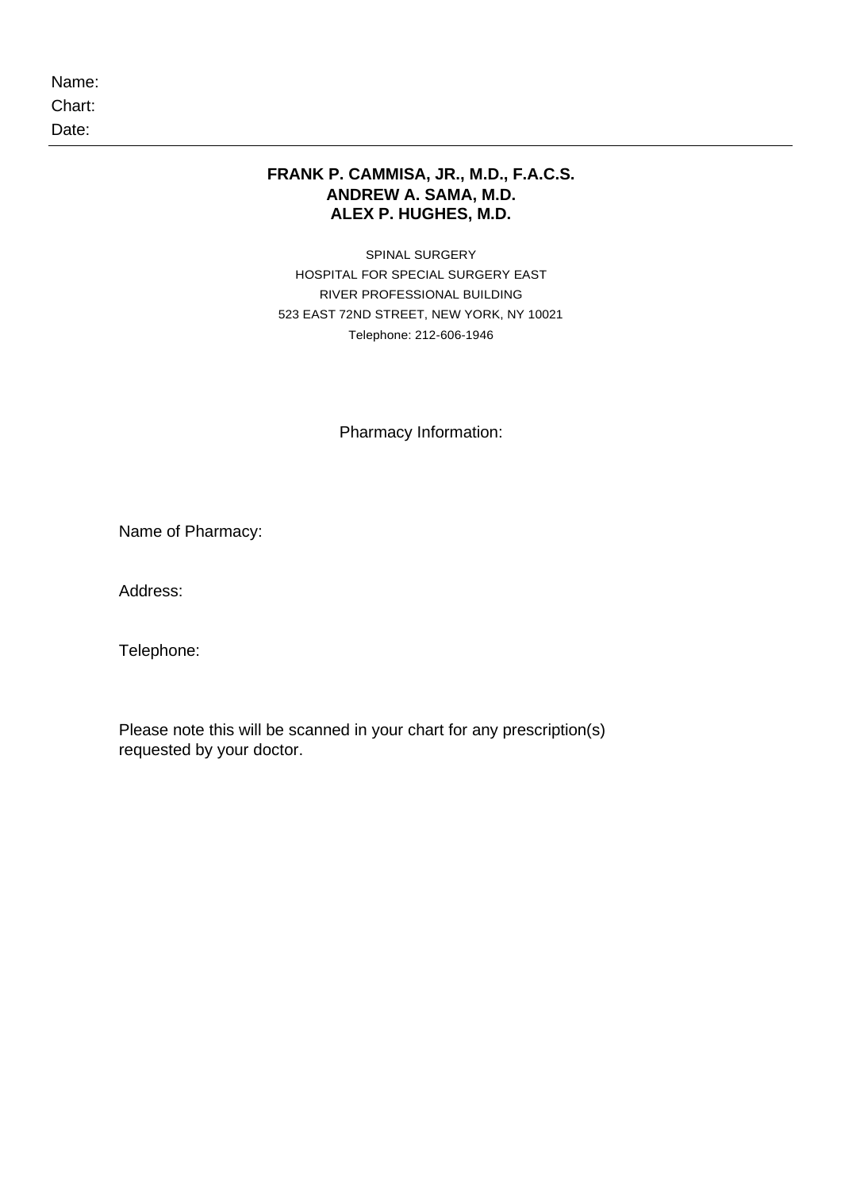Name:
Chart:
Date:

---

**FRANK P. CAMMISA, JR., M.D., F.A.C.S.**
**ANDREW A. SAMA, M.D.**
**ALEX P. HUGHES, M.D.**

SPINAL SURGERY
HOSPITAL FOR SPECIAL SURGERY EAST
RIVER PROFESSIONAL BUILDING
523 EAST 72ND STREET, NEW YORK, NY 10021
Telephone: 212-606-1946

Pharmacy Information:

Name of Pharmacy:

Address:

Telephone:

Please note this will be scanned in your chart for any prescription(s) requested by your doctor.